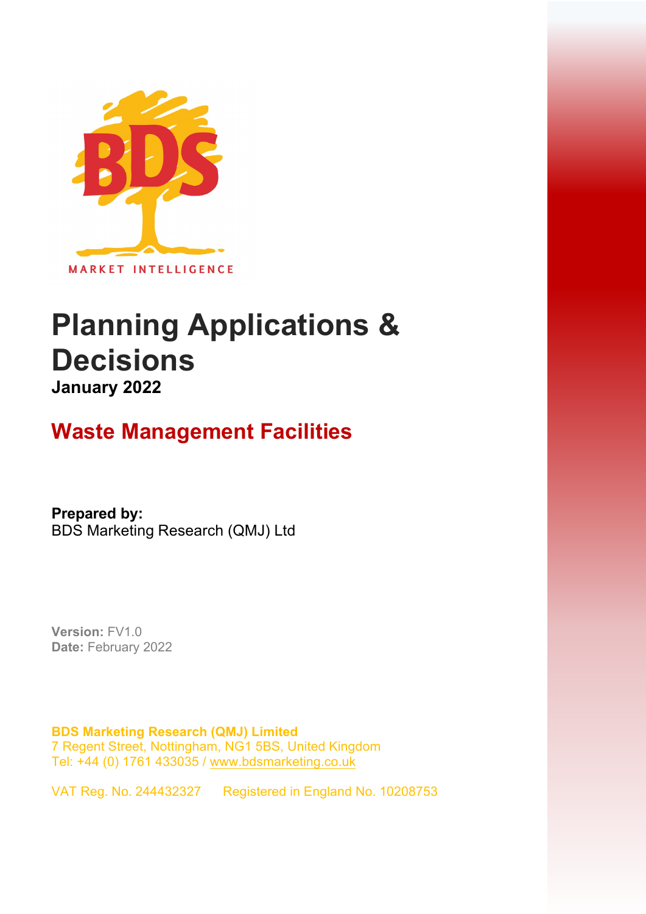BDS

MARKET INTELLIGENCE

# Planning Applications & Decisions

**January 2022**

## Waste Management Facilities

**Prepared by:**
BDS Marketing Research (QMJ) Ltd

**Version:** FV1.0
**Date:** February 2022

**BDS Marketing Research (QMJ) Limited**
7 Regent Street, Nottingham, NG1 5BS, United Kingdom
Tel: +44 (0) 1761 433035 / www.bdsmarketing.co.uk

VAT Reg. No. 244432327 Registered in England No. 10208753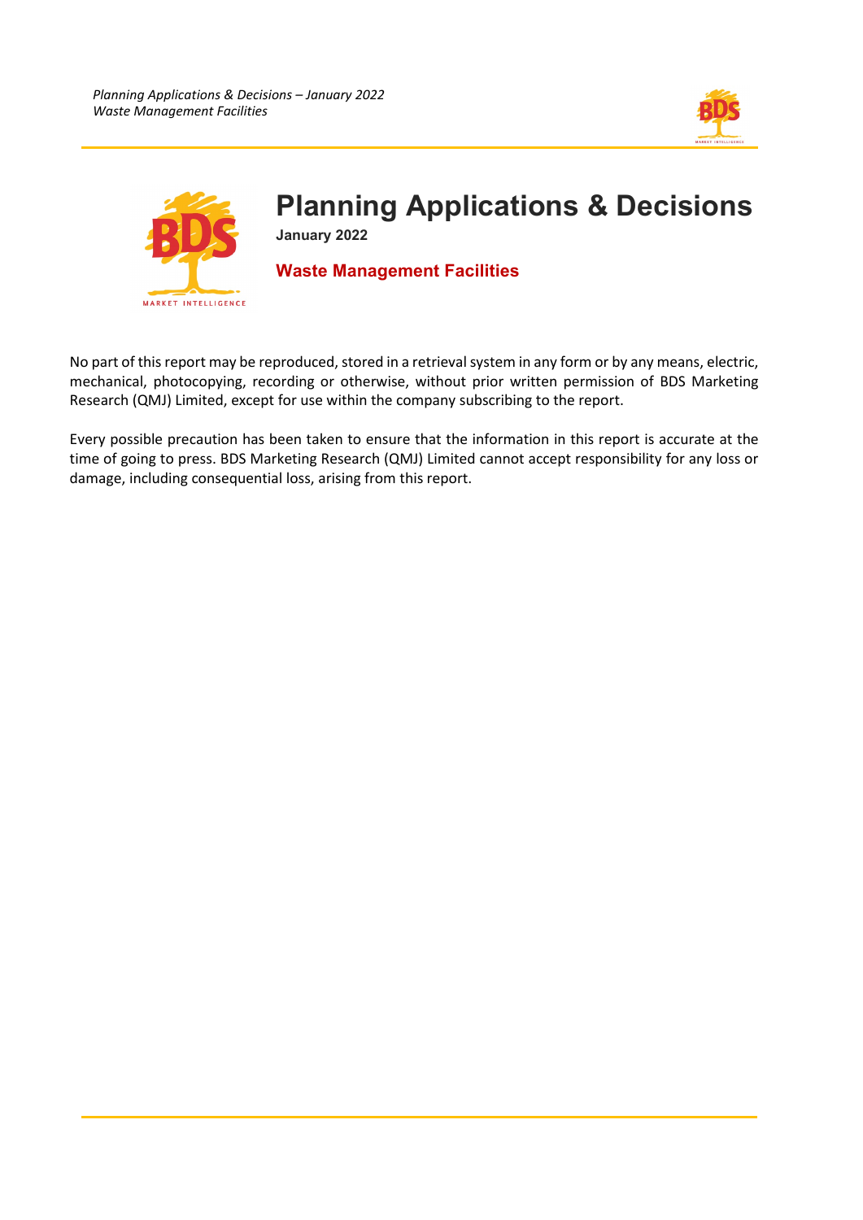# Planning Applications & Decisions

**January 2022**

## Waste Management Facilities

No part of this report may be reproduced, stored in a retrieval system in any form or by any means, electric, mechanical, photocopying, recording or otherwise, without prior written permission of BDS Marketing Research (QMJ) Limited, except for use within the company subscribing to the report.

Every possible precaution has been taken to ensure that the information in this report is accurate at the time of going to press. BDS Marketing Research (QMJ) Limited cannot accept responsibility for any loss or damage, including consequential loss, arising from this report.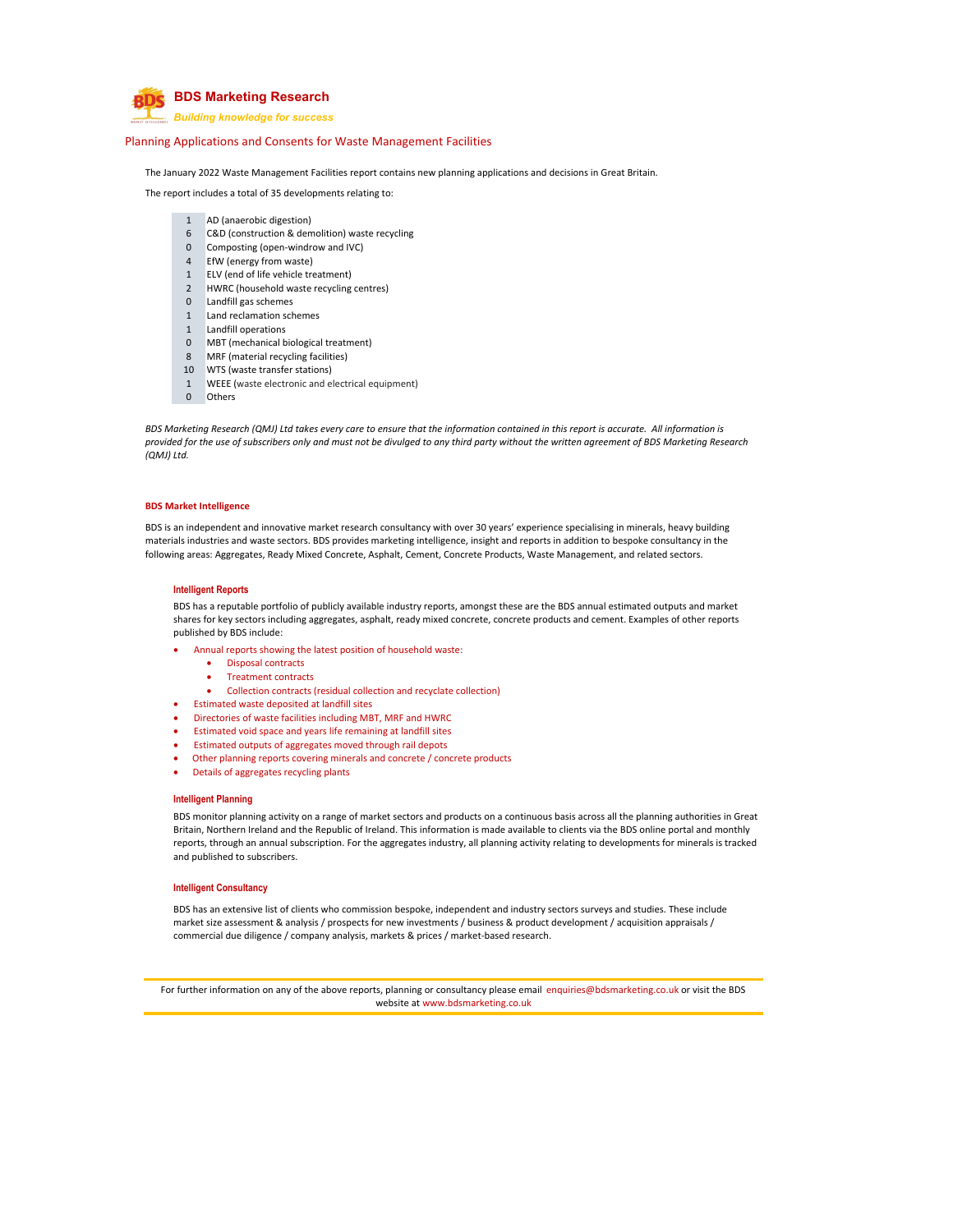# BDS Marketing Research

*Building knowledge for success*

## Planning Applications and Consents for Waste Management Facilities

The January 2022 Waste Management Facilities report contains new planning applications and decisions in Great Britain.

The report includes a total of 35 developments relating to:

| | |
|---|---|
| 1 | AD (anaerobic digestion) |
| 6 | C&D (construction & demolition) waste recycling |
| 0 | Composting (open-windrow and IVC) |
| 4 | EfW (energy from waste) |
| 1 | ELV (end of life vehicle treatment) |
| 2 | HWRC (household waste recycling centres) |
| 0 | Landfill gas schemes |
| 1 | Land reclamation schemes |
| 1 | Landfill operations |
| 0 | MBT (mechanical biological treatment) |
| 8 | MRF (material recycling facilities) |
| 10 | WTS (waste transfer stations) |
| 1 | WEEE (waste electronic and electrical equipment) |
| 0 | Others |

*BDS Marketing Research (QMJ) Ltd takes every care to ensure that the information contained in this report is accurate. All information is provided for the use of subscribers only and must not be divulged to any third party without the written agreement of BDS Marketing Research (QMJ) Ltd.*

### BDS Market Intelligence

BDS is an independent and innovative market research consultancy with over 30 years' experience specialising in minerals, heavy building materials industries and waste sectors. BDS provides marketing intelligence, insight and reports in addition to bespoke consultancy in the following areas: Aggregates, Ready Mixed Concrete, Asphalt, Cement, Concrete Products, Waste Management, and related sectors.

#### Intelligent Reports

BDS has a reputable portfolio of publicly available industry reports, amongst these are the BDS annual estimated outputs and market shares for key sectors including aggregates, asphalt, ready mixed concrete, concrete products and cement. Examples of other reports published by BDS include:

- Annual reports showing the latest position of household waste:
  - Disposal contracts
  - Treatment contracts
  - Collection contracts (residual collection and recyclate collection)
- Estimated waste deposited at landfill sites
- Directories of waste facilities including MBT, MRF and HWRC
- Estimated void space and years life remaining at landfill sites
- Estimated outputs of aggregates moved through rail depots
- Other planning reports covering minerals and concrete / concrete products
- Details of aggregates recycling plants

#### Intelligent Planning

BDS monitor planning activity on a range of market sectors and products on a continuous basis across all the planning authorities in Great Britain, Northern Ireland and the Republic of Ireland. This information is made available to clients via the BDS online portal and monthly reports, through an annual subscription. For the aggregates industry, all planning activity relating to developments for minerals is tracked and published to subscribers.

#### Intelligent Consultancy

BDS has an extensive list of clients who commission bespoke, independent and industry sectors surveys and studies. These include market size assessment & analysis / prospects for new investments / business & product development / acquisition appraisals / commercial due diligence / company analysis, markets & prices / market-based research.

For further information on any of the above reports, planning or consultancy please email enquiries@bdsmarketing.co.uk or visit the BDS website at www.bdsmarketing.co.uk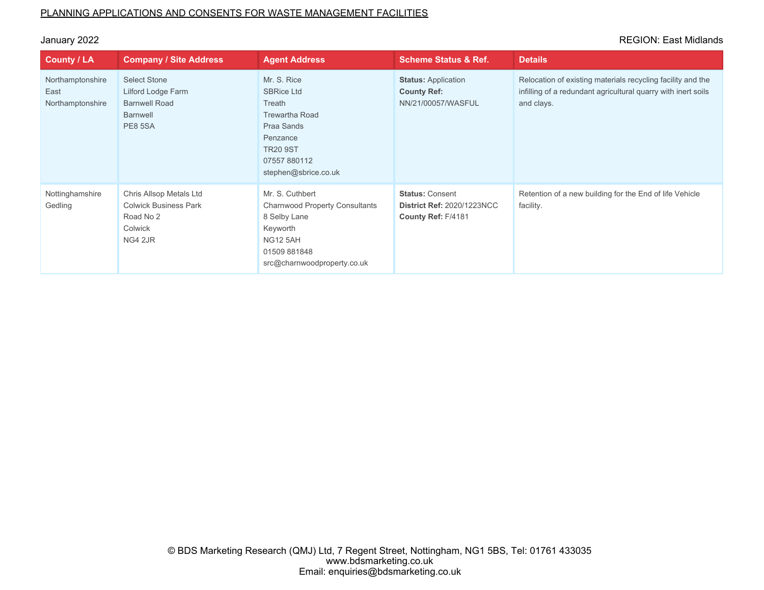PLANNING APPLICATIONS AND CONSENTS FOR WASTE MANAGEMENT FACILITIES

January 2022

REGION: East Midlands

| County / LA | Company / Site Address | Agent Address | Scheme Status & Ref. | Details |
|---|---|---|---|---|
| Northamptonshire<br>East Northamptonshire | Select Stone<br>Lilford Lodge Farm<br>Barnwell Road<br>Barnwell<br>PE8 5SA | Mr. S. Rice<br>SBRice Ltd<br>Treath<br>Trewartha Road<br>Praa Sands<br>Penzance<br>TR20 9ST<br>07557 880112<br>stephen@sbrice.co.uk | **Status:** Application<br>**County Ref:** NN/21/00057/WASFUL | Relocation of existing materials recycling facility and the infilling of a redundant agricultural quarry with inert soils and clays. |
| Nottinghamshire<br>Gedling | Chris Allsop Metals Ltd<br>Colwick Business Park<br>Road No 2<br>Colwick<br>NG4 2JR | Mr. S. Cuthbert<br>Charnwood Property Consultants<br>8 Selby Lane<br>Keyworth<br>NG12 5AH<br>01509 881848<br>src@charnwoodproperty.co.uk | **Status:** Consent<br>**District Ref:** 2020/1223NCC<br>**County Ref:** F/4181 | Retention of a new building for the End of life Vehicle facility. |

© BDS Marketing Research (QMJ) Ltd, 7 Regent Street, Nottingham, NG1 5BS, Tel: 01761 433035
www.bdsmarketing.co.uk
Email: enquiries@bdsmarketing.co.uk